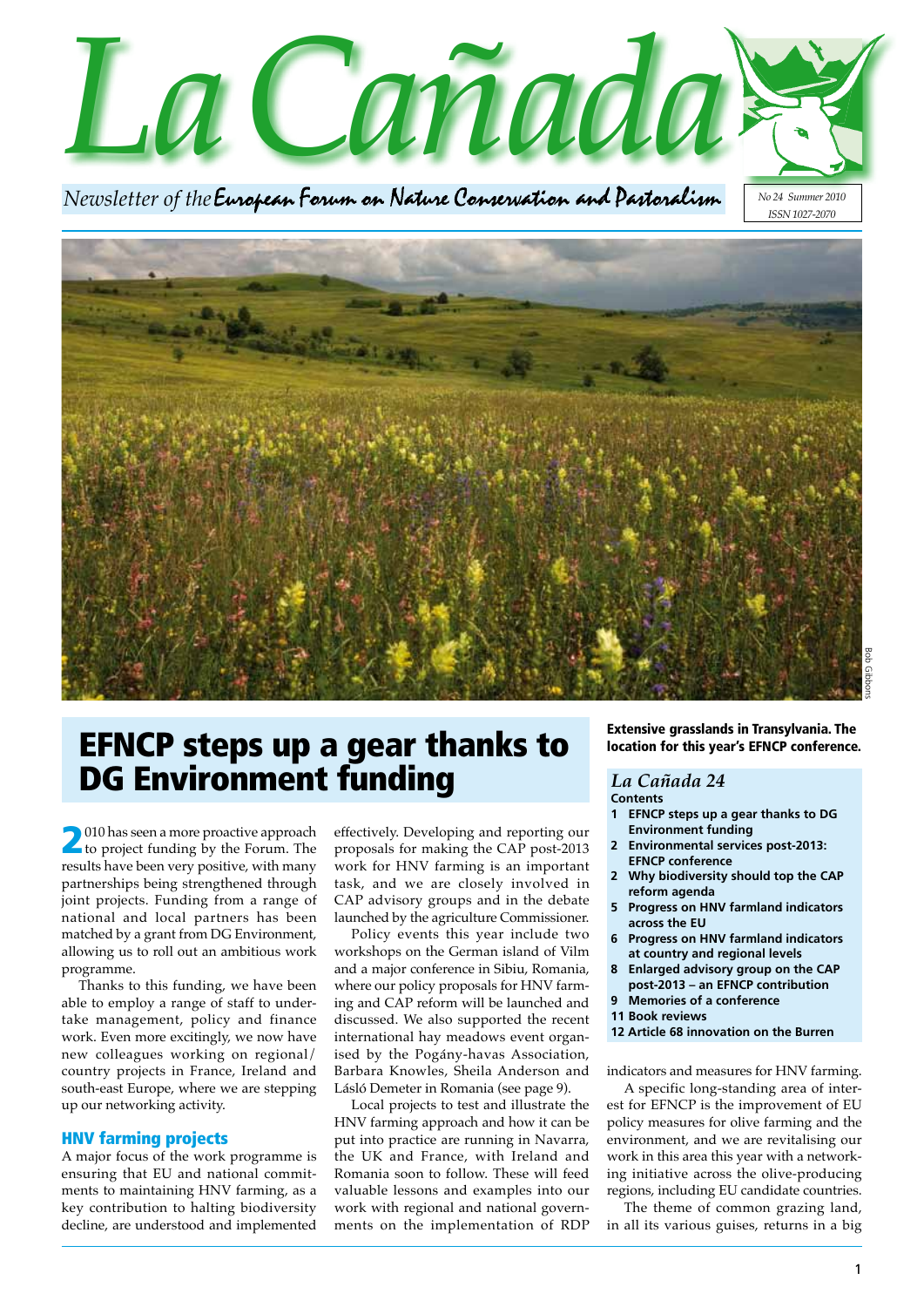# La Cañada

*Newsletter of the* European Forum on Nature Conservation and Pastoralism

No 24 Summer 2010
ISSN 1027-2070

Bob Gibbons

**Extensive grasslands in Transylvania. The location for this year's EFNCP conference.**

## *La Cañada 24*

**Contents**

- **1** EFNCP steps up a gear thanks to DG Environment funding
- **2** Environmental services post-2013: EFNCP conference
- **2** Why biodiversity should top the CAP reform agenda
- **5** Progress on HNV farmland indicators across the EU
- **6** Progress on HNV farmland indicators at country and regional levels
- **8** Enlarged advisory group on the CAP post-2013 – an EFNCP contribution
- **9** Memories of a conference
- **11** Book reviews
- **12** Article 68 innovation on the Burren

# EFNCP steps up a gear thanks to DG Environment funding

2010 has seen a more proactive approach to project funding by the Forum. The results have been very positive, with many partnerships being strengthened through joint projects. Funding from a range of national and local partners has been matched by a grant from DG Environment, allowing us to roll out an ambitious work programme.

Thanks to this funding, we have been able to employ a range of staff to undertake management, policy and finance work. Even more excitingly, we now have new colleagues working on regional/country projects in France, Ireland and south-east Europe, where we are stepping up our networking activity.

### HNV farming projects

A major focus of the work programme is ensuring that EU and national commitments to maintaining HNV farming, as a key contribution to halting biodiversity decline, are understood and implemented effectively. Developing and reporting our proposals for making the CAP post-2013 work for HNV farming is an important task, and we are closely involved in CAP advisory groups and in the debate launched by the agriculture Commissioner.

Policy events this year include two workshops on the German island of Vilm and a major conference in Sibiu, Romania, where our policy proposals for HNV farming and CAP reform will be launched and discussed. We also supported the recent international hay meadows event organised by the Pogány-havas Association, Barbara Knowles, Sheila Anderson and László Demeter in Romania (see page 9).

Local projects to test and illustrate the HNV farming approach and how it can be put into practice are running in Navarra, the UK and France, with Ireland and Romania soon to follow. These will feed valuable lessons and examples into our work with regional and national governments on the implementation of RDP indicators and measures for HNV farming.

A specific long-standing area of interest for EFNCP is the improvement of EU policy measures for olive farming and the environment, and we are revitalising our work in this area this year with a networking initiative across the olive-producing regions, including EU candidate countries.

The theme of common grazing land, in all its various guises, returns in a big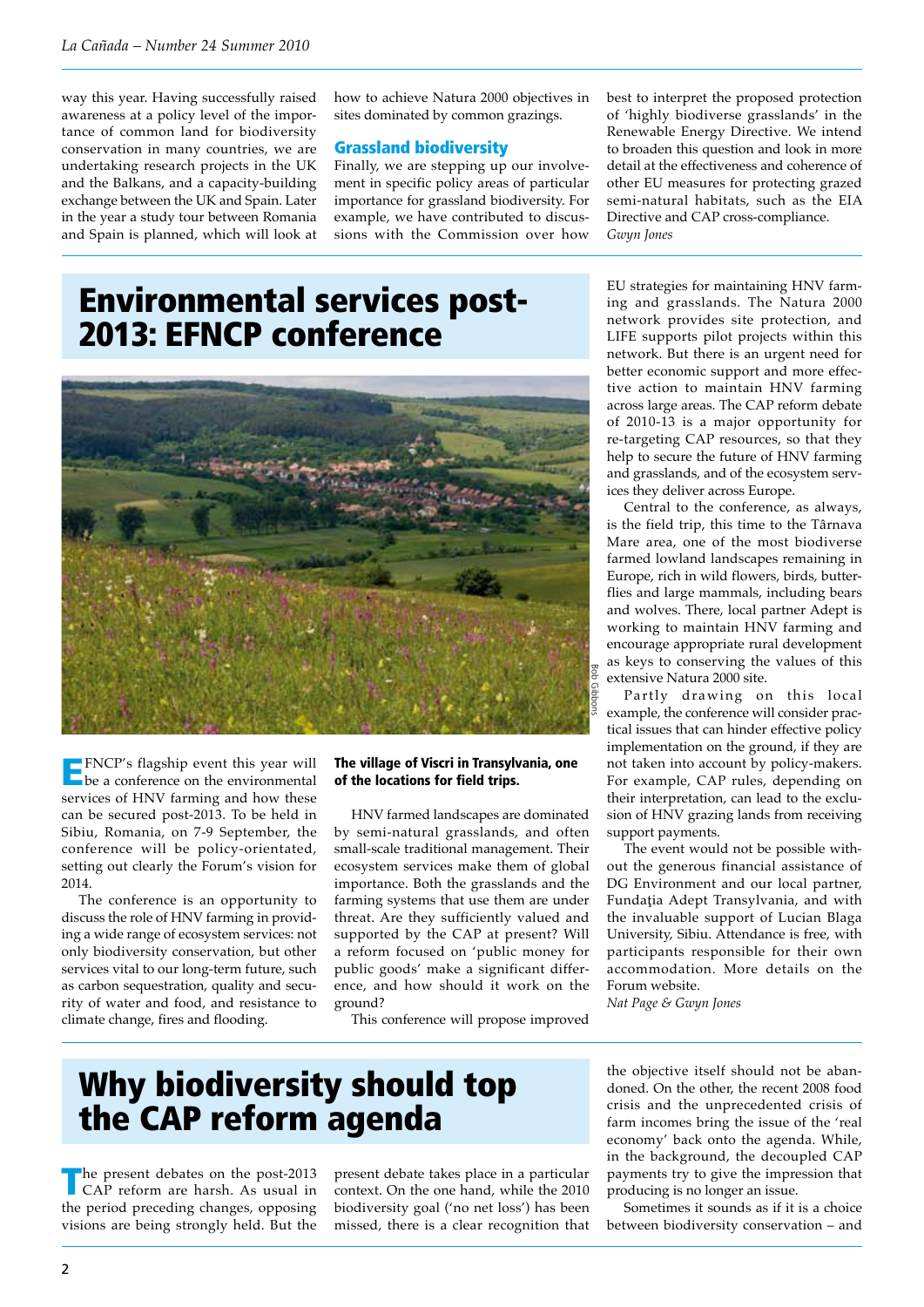way this year. Having successfully raised awareness at a policy level of the importance of common land for biodiversity conservation in many countries, we are undertaking research projects in the UK and the Balkans, and a capacity-building exchange between the UK and Spain. Later in the year a study tour between Romania and Spain is planned, which will look at how to achieve Natura 2000 objectives in sites dominated by common grazings.

### Grassland biodiversity

Finally, we are stepping up our involvement in specific policy areas of particular importance for grassland biodiversity. For example, we have contributed to discussions with the Commission over how best to interpret the proposed protection of 'highly biodiverse grasslands' in the Renewable Energy Directive. We intend to broaden this question and look in more detail at the effectiveness and coherence of other EU measures for protecting grazed semi-natural habitats, such as the EIA Directive and CAP cross-compliance.

*Gwyn Jones*

## Environmental services post-2013: EFNCP conference

Bob Gibbons

**The village of Viscri in Transylvania, one of the locations for field trips.**

EFNCP's flagship event this year will be a conference on the environmental services of HNV farming and how these can be secured post-2013. To be held in Sibiu, Romania, on 7-9 September, the conference will be policy-orientated, setting out clearly the Forum's vision for 2014.

The conference is an opportunity to discuss the role of HNV farming in providing a wide range of ecosystem services: not only biodiversity conservation, but other services vital to our long-term future, such as carbon sequestration, quality and security of water and food, and resistance to climate change, fires and flooding.

HNV farmed landscapes are dominated by semi-natural grasslands, and often small-scale traditional management. Their ecosystem services make them of global importance. Both the grasslands and the farming systems that use them are under threat. Are they sufficiently valued and supported by the CAP at present? Will a reform focused on 'public money for public goods' make a significant difference, and how should it work on the ground?

This conference will propose improved EU strategies for maintaining HNV farming and grasslands. The Natura 2000 network provides site protection, and LIFE supports pilot projects within this network. But there is an urgent need for better economic support and more effective action to maintain HNV farming across large areas. The CAP reform debate of 2010-13 is a major opportunity for re-targeting CAP resources, so that they help to secure the future of HNV farming and grasslands, and of the ecosystem services they deliver across Europe.

Central to the conference, as always, is the field trip, this time to the Târnava Mare area, one of the most biodiverse farmed lowland landscapes remaining in Europe, rich in wild flowers, birds, butterflies and large mammals, including bears and wolves. There, local partner Adept is working to maintain HNV farming and encourage appropriate rural development as keys to conserving the values of this extensive Natura 2000 site.

Partly drawing on this local example, the conference will consider practical issues that can hinder effective policy implementation on the ground, if they are not taken into account by policy-makers. For example, CAP rules, depending on their interpretation, can lead to the exclusion of HNV grazing lands from receiving support payments.

The event would not be possible without the generous financial assistance of DG Environment and our local partner, Fundaţia Adept Transylvania, and with the invaluable support of Lucian Blaga University, Sibiu. Attendance is free, with participants responsible for their own accommodation. More details on the Forum website.

*Nat Page & Gwyn Jones*

## Why biodiversity should top the CAP reform agenda

The present debates on the post-2013 CAP reform are harsh. As usual in the period preceding changes, opposing visions are being strongly held. But the present debate takes place in a particular context. On the one hand, while the 2010 biodiversity goal ('no net loss') has been missed, there is a clear recognition that the objective itself should not be abandoned. On the other, the recent 2008 food crisis and the unprecedented crisis of farm incomes bring the issue of the 'real economy' back onto the agenda. While, in the background, the decoupled CAP payments try to give the impression that producing is no longer an issue.

Sometimes it sounds as if it is a choice between biodiversity conservation – and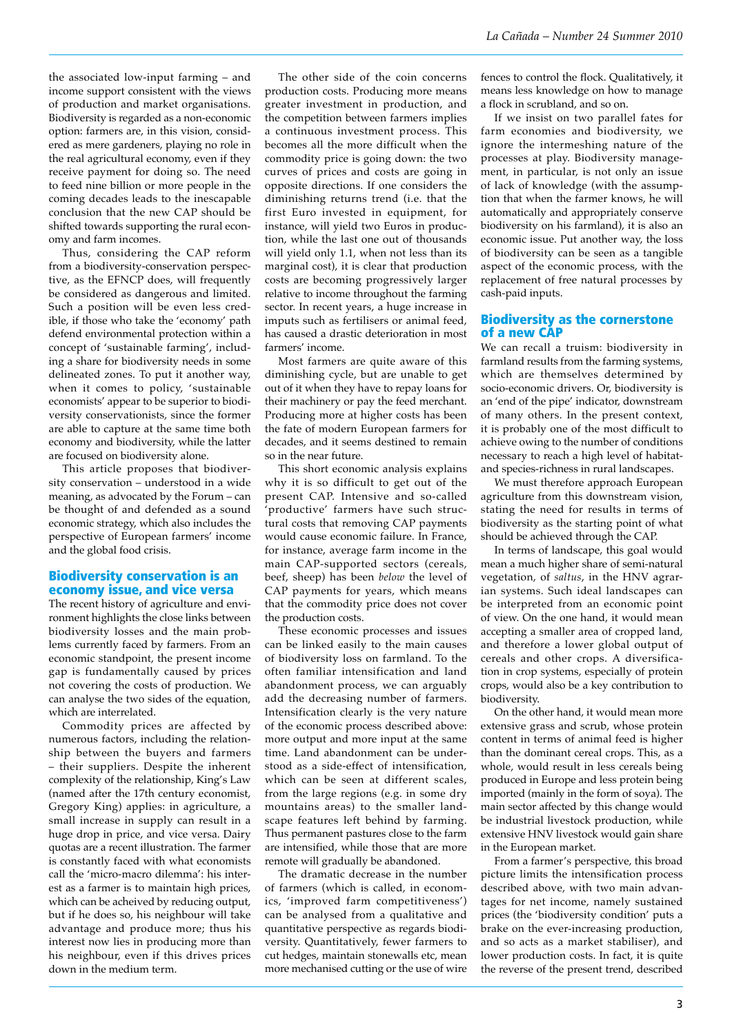the associated low-input farming – and income support consistent with the views of production and market organisations. Biodiversity is regarded as a non-economic option: farmers are, in this vision, considered as mere gardeners, playing no role in the real agricultural economy, even if they receive payment for doing so. The need to feed nine billion or more people in the coming decades leads to the inescapable conclusion that the new CAP should be shifted towards supporting the rural economy and farm incomes.

Thus, considering the CAP reform from a biodiversity-conservation perspective, as the EFNCP does, will frequently be considered as dangerous and limited. Such a position will be even less credible, if those who take the 'economy' path defend environmental protection within a concept of 'sustainable farming', including a share for biodiversity needs in some delineated zones. To put it another way, when it comes to policy, 'sustainable economists' appear to be superior to biodiversity conservationists, since the former are able to capture at the same time both economy and biodiversity, while the latter are focused on biodiversity alone.

This article proposes that biodiversity conservation – understood in a wide meaning, as advocated by the Forum – can be thought of and defended as a sound economic strategy, which also includes the perspective of European farmers' income and the global food crisis.

## Biodiversity conservation is an economy issue, and vice versa

The recent history of agriculture and environment highlights the close links between biodiversity losses and the main problems currently faced by farmers. From an economic standpoint, the present income gap is fundamentally caused by prices not covering the costs of production. We can analyse the two sides of the equation, which are interrelated.

Commodity prices are affected by numerous factors, including the relationship between the buyers and farmers – their suppliers. Despite the inherent complexity of the relationship, King's Law (named after the 17th century economist, Gregory King) applies: in agriculture, a small increase in supply can result in a huge drop in price, and vice versa. Dairy quotas are a recent illustration. The farmer is constantly faced with what economists call the 'micro-macro dilemma': his interest as a farmer is to maintain high prices, which can be acheived by reducing output, but if he does so, his neighbour will take advantage and produce more; thus his interest now lies in producing more than his neighbour, even if this drives prices down in the medium term.

The other side of the coin concerns production costs. Producing more means greater investment in production, and the competition between farmers implies a continuous investment process. This becomes all the more difficult when the commodity price is going down: the two curves of prices and costs are going in opposite directions. If one considers the diminishing returns trend (i.e. that the first Euro invested in equipment, for instance, will yield two Euros in production, while the last one out of thousands will yield only 1.1, when not less than its marginal cost), it is clear that production costs are becoming progressively larger relative to income throughout the farming sector. In recent years, a huge increase in imputs such as fertilisers or animal feed, has caused a drastic deterioration in most farmers' income.

Most farmers are quite aware of this diminishing cycle, but are unable to get out of it when they have to repay loans for their machinery or pay the feed merchant. Producing more at higher costs has been the fate of modern European farmers for decades, and it seems destined to remain so in the near future.

This short economic analysis explains why it is so difficult to get out of the present CAP. Intensive and so-called 'productive' farmers have such structural costs that removing CAP payments would cause economic failure. In France, for instance, average farm income in the main CAP-supported sectors (cereals, beef, sheep) has been *below* the level of CAP payments for years, which means that the commodity price does not cover the production costs.

These economic processes and issues can be linked easily to the main causes of biodiversity loss on farmland. To the often familiar intensification and land abandonment process, we can arguably add the decreasing number of farmers. Intensification clearly is the very nature of the economic process described above: more output and more input at the same time. Land abandonment can be understood as a side-effect of intensification, which can be seen at different scales, from the large regions (e.g. in some dry mountains areas) to the smaller landscape features left behind by farming. Thus permanent pastures close to the farm are intensified, while those that are more remote will gradually be abandoned.

The dramatic decrease in the number of farmers (which is called, in economics, 'improved farm competitiveness') can be analysed from a qualitative and quantitative perspective as regards biodiversity. Quantitatively, fewer farmers to cut hedges, maintain stonewalls etc, mean more mechanised cutting or the use of wire fences to control the flock. Qualitatively, it means less knowledge on how to manage a flock in scrubland, and so on.

If we insist on two parallel fates for farm economies and biodiversity, we ignore the intermeshing nature of the processes at play. Biodiversity management, in particular, is not only an issue of lack of knowledge (with the assumption that when the farmer knows, he will automatically and appropriately conserve biodiversity on his farmland), it is also an economic issue. Put another way, the loss of biodiversity can be seen as a tangible aspect of the economic process, with the replacement of free natural processes by cash-paid inputs.

## Biodiversity as the cornerstone of a new CAP

We can recall a truism: biodiversity in farmland results from the farming systems, which are themselves determined by socio-economic drivers. Or, biodiversity is an 'end of the pipe' indicator, downstream of many others. In the present context, it is probably one of the most difficult to achieve owing to the number of conditions necessary to reach a high level of habitat- and species-richness in rural landscapes.

We must therefore approach European agriculture from this downstream vision, stating the need for results in terms of biodiversity as the starting point of what should be achieved through the CAP.

In terms of landscape, this goal would mean a much higher share of semi-natural vegetation, of *saltus*, in the HNV agrarian systems. Such ideal landscapes can be interpreted from an economic point of view. On the one hand, it would mean accepting a smaller area of cropped land, and therefore a lower global output of cereals and other crops. A diversification in crop systems, especially of protein crops, would also be a key contribution to biodiversity.

On the other hand, it would mean more extensive grass and scrub, whose protein content in terms of animal feed is higher than the dominant cereal crops. This, as a whole, would result in less cereals being produced in Europe and less protein being imported (mainly in the form of soya). The main sector affected by this change would be industrial livestock production, while extensive HNV livestock would gain share in the European market.

From a farmer's perspective, this broad picture limits the intensification process described above, with two main advantages for net income, namely sustained prices (the 'biodiversity condition' puts a brake on the ever-increasing production, and so acts as a market stabiliser), and lower production costs. In fact, it is quite the reverse of the present trend, described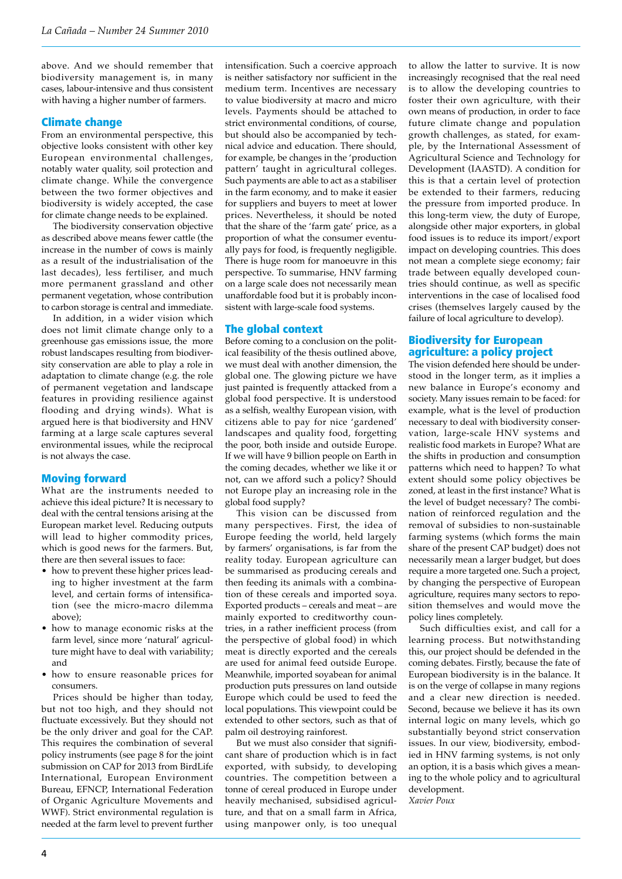above. And we should remember that biodiversity management is, in many cases, labour-intensive and thus consistent with having a higher number of farmers.

## Climate change

From an environmental perspective, this objective looks consistent with other key European environmental challenges, notably water quality, soil protection and climate change. While the convergence between the two former objectives and biodiversity is widely accepted, the case for climate change needs to be explained.

The biodiversity conservation objective as described above means fewer cattle (the increase in the number of cows is mainly as a result of the industrialisation of the last decades), less fertiliser, and much more permanent grassland and other permanent vegetation, whose contribution to carbon storage is central and immediate.

In addition, in a wider vision which does not limit climate change only to a greenhouse gas emissions issue, the more robust landscapes resulting from biodiversity conservation are able to play a role in adaptation to climate change (e.g. the role of permanent vegetation and landscape features in providing resilience against flooding and drying winds). What is argued here is that biodiversity and HNV farming at a large scale captures several environmental issues, while the reciprocal is not always the case.

## Moving forward

What are the instruments needed to achieve this ideal picture? It is necessary to deal with the central tensions arising at the European market level. Reducing outputs will lead to higher commodity prices, which is good news for the farmers. But, there are then several issues to face:

- how to prevent these higher prices leading to higher investment at the farm level, and certain forms of intensification (see the micro-macro dilemma above);
- how to manage economic risks at the farm level, since more 'natural' agriculture might have to deal with variability; and
- how to ensure reasonable prices for consumers.

Prices should be higher than today, but not too high, and they should not fluctuate excessively. But they should not be the only driver and goal for the CAP. This requires the combination of several policy instruments (see page 8 for the joint submission on CAP for 2013 from BirdLife International, European Environment Bureau, EFNCP, International Federation of Organic Agriculture Movements and WWF). Strict environmental regulation is needed at the farm level to prevent further intensification. Such a coercive approach is neither satisfactory nor sufficient in the medium term. Incentives are necessary to value biodiversity at macro and micro levels. Payments should be attached to strict environmental conditions, of course, but should also be accompanied by technical advice and education. There should, for example, be changes in the 'production pattern' taught in agricultural colleges. Such payments are able to act as a stabiliser in the farm economy, and to make it easier for suppliers and buyers to meet at lower prices. Nevertheless, it should be noted that the share of the 'farm gate' price, as a proportion of what the consumer eventually pays for food, is frequently negligible. There is huge room for manoeuvre in this perspective. To summarise, HNV farming on a large scale does not necessarily mean unaffordable food but it is probably inconsistent with large-scale food systems.

## The global context

Before coming to a conclusion on the political feasibility of the thesis outlined above, we must deal with another dimension, the global one. The glowing picture we have just painted is frequently attacked from a global food perspective. It is understood as a selfish, wealthy European vision, with citizens able to pay for nice 'gardened' landscapes and quality food, forgetting the poor, both inside and outside Europe. If we will have 9 billion people on Earth in the coming decades, whether we like it or not, can we afford such a policy? Should not Europe play an increasing role in the global food supply?

This vision can be discussed from many perspectives. First, the idea of Europe feeding the world, held largely by farmers' organisations, is far from the reality today. European agriculture can be summarised as producing cereals and then feeding its animals with a combination of these cereals and imported soya. Exported products – cereals and meat – are mainly exported to creditworthy countries, in a rather inefficient process (from the perspective of global food) in which meat is directly exported and the cereals are used for animal feed outside Europe. Meanwhile, imported soyabean for animal production puts pressures on land outside Europe which could be used to feed the local populations. This viewpoint could be extended to other sectors, such as that of palm oil destroying rainforest.

But we must also consider that significant share of production which is in fact exported, with subsidy, to developing countries. The competition between a tonne of cereal produced in Europe under heavily mechanised, subsidised agriculture, and that on a small farm in Africa, using manpower only, is too unequal to allow the latter to survive. It is now increasingly recognised that the real need is to allow the developing countries to foster their own agriculture, with their own means of production, in order to face future climate change and population growth challenges, as stated, for example, by the International Assessment of Agricultural Science and Technology for Development (IAASTD). A condition for this is that a certain level of protection be extended to their farmers, reducing the pressure from imported produce. In this long-term view, the duty of Europe, alongside other major exporters, in global food issues is to reduce its import/export impact on developing countries. This does not mean a complete siege economy; fair trade between equally developed countries should continue, as well as specific interventions in the case of localised food crises (themselves largely caused by the failure of local agriculture to develop).

## Biodiversity for European agriculture: a policy project

The vision defended here should be understood in the longer term, as it implies a new balance in Europe's economy and society. Many issues remain to be faced: for example, what is the level of production necessary to deal with biodiversity conservation, large-scale HNV systems and realistic food markets in Europe? What are the shifts in production and consumption patterns which need to happen? To what extent should some policy objectives be zoned, at least in the first instance? What is the level of budget necessary? The combination of reinforced regulation and the removal of subsidies to non-sustainable farming systems (which forms the main share of the present CAP budget) does not necessarily mean a larger budget, but does require a more targeted one. Such a project, by changing the perspective of European agriculture, requires many sectors to reposition themselves and would move the policy lines completely.

Such difficulties exist, and call for a learning process. But notwithstanding this, our project should be defended in the coming debates. Firstly, because the fate of European biodiversity is in the balance. It is on the verge of collapse in many regions and a clear new direction is needed. Second, because we believe it has its own internal logic on many levels, which go substantially beyond strict conservation issues. In our view, biodiversity, embodied in HNV farming systems, is not only an option, it is a basis which gives a meaning to the whole policy and to agricultural development.

*Xavier Poux*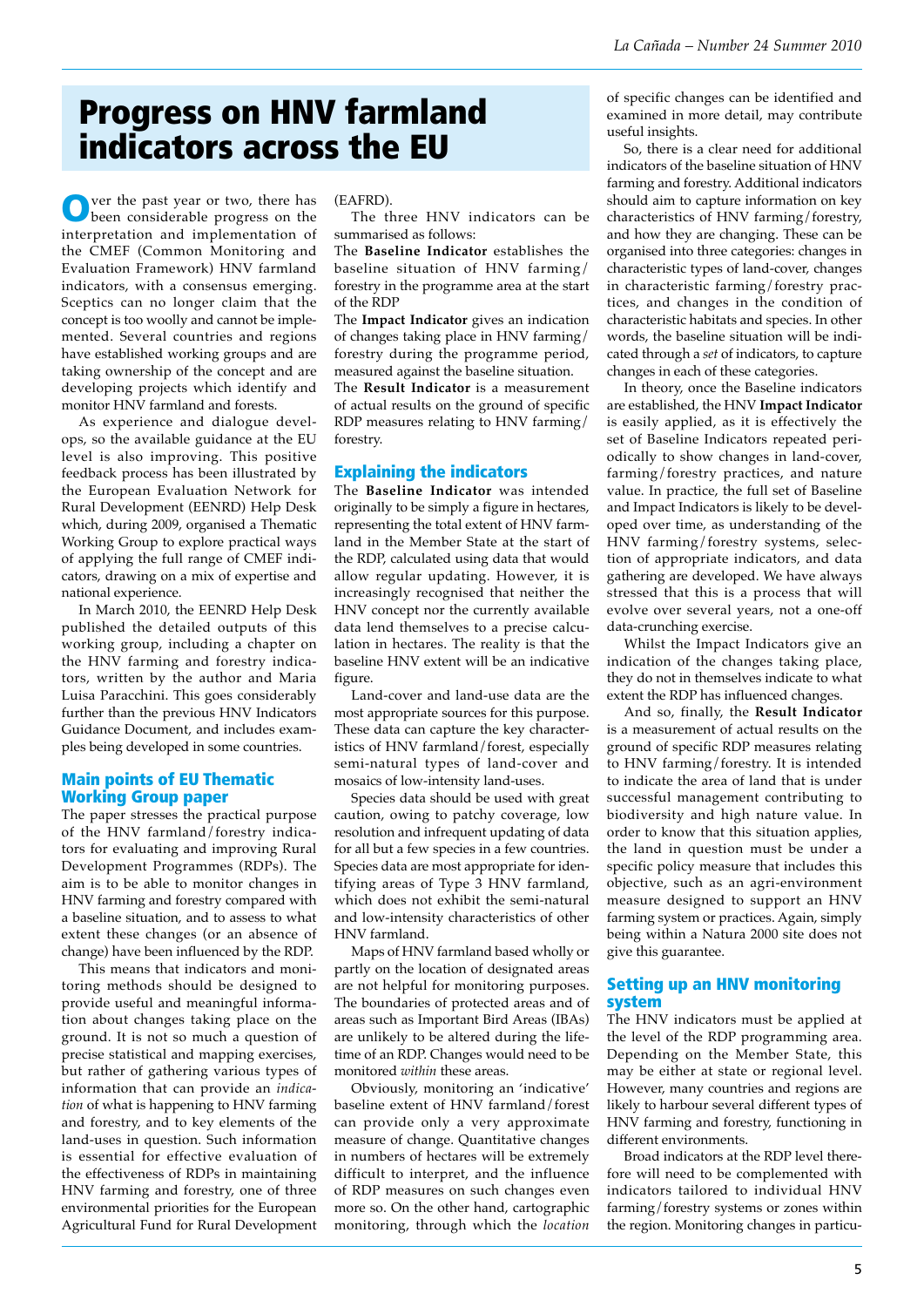# Progress on HNV farmland indicators across the EU

Over the past year or two, there has been considerable progress on the interpretation and implementation of the CMEF (Common Monitoring and Evaluation Framework) HNV farmland indicators, with a consensus emerging. Sceptics can no longer claim that the concept is too woolly and cannot be implemented. Several countries and regions have established working groups and are taking ownership of the concept and are developing projects which identify and monitor HNV farmland and forests.

As experience and dialogue develops, so the available guidance at the EU level is also improving. This positive feedback process has been illustrated by the European Evaluation Network for Rural Development (EENRD) Help Desk which, during 2009, organised a Thematic Working Group to explore practical ways of applying the full range of CMEF indicators, drawing on a mix of expertise and national experience.

In March 2010, the EENRD Help Desk published the detailed outputs of this working group, including a chapter on the HNV farming and forestry indicators, written by the author and Maria Luisa Paracchini. This goes considerably further than the previous HNV Indicators Guidance Document, and includes examples being developed in some countries.

## Main points of EU Thematic Working Group paper

The paper stresses the practical purpose of the HNV farmland/forestry indicators for evaluating and improving Rural Development Programmes (RDPs). The aim is to be able to monitor changes in HNV farming and forestry compared with a baseline situation, and to assess to what extent these changes (or an absence of change) have been influenced by the RDP.

This means that indicators and monitoring methods should be designed to provide useful and meaningful information about changes taking place on the ground. It is not so much a question of precise statistical and mapping exercises, but rather of gathering various types of information that can provide an *indication* of what is happening to HNV farming and forestry, and to key elements of the land-uses in question. Such information is essential for effective evaluation of the effectiveness of RDPs in maintaining HNV farming and forestry, one of three environmental priorities for the European Agricultural Fund for Rural Development (EAFRD).

The three HNV indicators can be summarised as follows:

The **Baseline Indicator** establishes the baseline situation of HNV farming/forestry in the programme area at the start of the RDP

The **Impact Indicator** gives an indication of changes taking place in HNV farming/forestry during the programme period, measured against the baseline situation.

The **Result Indicator** is a measurement of actual results on the ground of specific RDP measures relating to HNV farming/forestry.

## Explaining the indicators

The **Baseline Indicator** was intended originally to be simply a figure in hectares, representing the total extent of HNV farmland in the Member State at the start of the RDP, calculated using data that would allow regular updating. However, it is increasingly recognised that neither the HNV concept nor the currently available data lend themselves to a precise calculation in hectares. The reality is that the baseline HNV extent will be an indicative figure.

Land-cover and land-use data are the most appropriate sources for this purpose. These data can capture the key characteristics of HNV farmland/forest, especially semi-natural types of land-cover and mosaics of low-intensity land-uses.

Species data should be used with great caution, owing to patchy coverage, low resolution and infrequent updating of data for all but a few species in a few countries. Species data are most appropriate for identifying areas of Type 3 HNV farmland, which does not exhibit the semi-natural and low-intensity characteristics of other HNV farmland.

Maps of HNV farmland based wholly or partly on the location of designated areas are not helpful for monitoring purposes. The boundaries of protected areas and of areas such as Important Bird Areas (IBAs) are unlikely to be altered during the lifetime of an RDP. Changes would need to be monitored *within* these areas.

Obviously, monitoring an 'indicative' baseline extent of HNV farmland/forest can provide only a very approximate measure of change. Quantitative changes in numbers of hectares will be extremely difficult to interpret, and the influence of RDP measures on such changes even more so. On the other hand, cartographic monitoring, through which the *location* of specific changes can be identified and examined in more detail, may contribute useful insights.

So, there is a clear need for additional indicators of the baseline situation of HNV farming and forestry. Additional indicators should aim to capture information on key characteristics of HNV farming/forestry, and how they are changing. These can be organised into three categories: changes in characteristic types of land-cover, changes in characteristic farming/forestry practices, and changes in the condition of characteristic habitats and species. In other words, the baseline situation will be indicated through a *set* of indicators, to capture changes in each of these categories.

In theory, once the Baseline indicators are established, the HNV **Impact Indicator** is easily applied, as it is effectively the set of Baseline Indicators repeated periodically to show changes in land-cover, farming/forestry practices, and nature value. In practice, the full set of Baseline and Impact Indicators is likely to be developed over time, as understanding of the HNV farming/forestry systems, selection of appropriate indicators, and data gathering are developed. We have always stressed that this is a process that will evolve over several years, not a one-off data-crunching exercise.

Whilst the Impact Indicators give an indication of the changes taking place, they do not in themselves indicate to what extent the RDP has influenced changes.

And so, finally, the **Result Indicator** is a measurement of actual results on the ground of specific RDP measures relating to HNV farming/forestry. It is intended to indicate the area of land that is under successful management contributing to biodiversity and high nature value. In order to know that this situation applies, the land in question must be under a specific policy measure that includes this objective, such as an agri-environment measure designed to support an HNV farming system or practices. Again, simply being within a Natura 2000 site does not give this guarantee.

## Setting up an HNV monitoring system

The HNV indicators must be applied at the level of the RDP programming area. Depending on the Member State, this may be either at state or regional level. However, many countries and regions are likely to harbour several different types of HNV farming and forestry, functioning in different environments.

Broad indicators at the RDP level therefore will need to be complemented with indicators tailored to individual HNV farming/forestry systems or zones within the region. Monitoring changes in particu-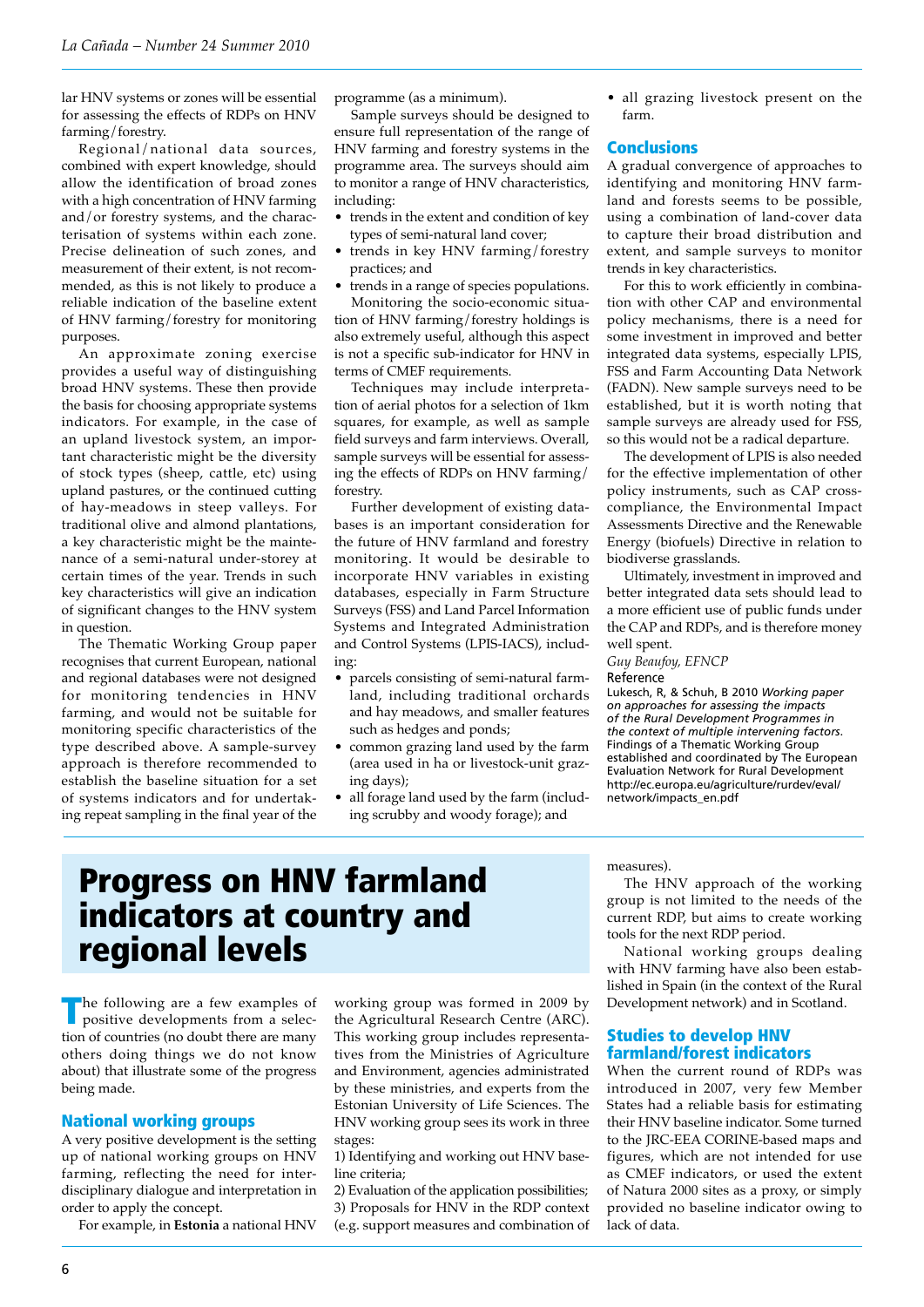lar HNV systems or zones will be essential for assessing the effects of RDPs on HNV farming/forestry.

Regional/national data sources, combined with expert knowledge, should allow the identification of broad zones with a high concentration of HNV farming and/or forestry systems, and the characterisation of systems within each zone. Precise delineation of such zones, and measurement of their extent, is not recommended, as this is not likely to produce a reliable indication of the baseline extent of HNV farming/forestry for monitoring purposes.

An approximate zoning exercise provides a useful way of distinguishing broad HNV systems. These then provide the basis for choosing appropriate systems indicators. For example, in the case of an upland livestock system, an important characteristic might be the diversity of stock types (sheep, cattle, etc) using upland pastures, or the continued cutting of hay-meadows in steep valleys. For traditional olive and almond plantations, a key characteristic might be the maintenance of a semi-natural under-storey at certain times of the year. Trends in such key characteristics will give an indication of significant changes to the HNV system in question.

The Thematic Working Group paper recognises that current European, national and regional databases were not designed for monitoring tendencies in HNV farming, and would not be suitable for monitoring specific characteristics of the type described above. A sample-survey approach is therefore recommended to establish the baseline situation for a set of systems indicators and for undertaking repeat sampling in the final year of the programme (as a minimum).

Sample surveys should be designed to ensure full representation of the range of HNV farming and forestry systems in the programme area. The surveys should aim to monitor a range of HNV characteristics, including:

- trends in the extent and condition of key types of semi-natural land cover;
- trends in key HNV farming/forestry practices; and
- trends in a range of species populations.

Monitoring the socio-economic situation of HNV farming/forestry holdings is also extremely useful, although this aspect is not a specific sub-indicator for HNV in terms of CMEF requirements.

Techniques may include interpretation of aerial photos for a selection of 1km squares, for example, as well as sample field surveys and farm interviews. Overall, sample surveys will be essential for assessing the effects of RDPs on HNV farming/forestry.

Further development of existing databases is an important consideration for the future of HNV farmland and forestry monitoring. It would be desirable to incorporate HNV variables in existing databases, especially in Farm Structure Surveys (FSS) and Land Parcel Information Systems and Integrated Administration and Control Systems (LPIS-IACS), including:

- parcels consisting of semi-natural farmland, including traditional orchards and hay meadows, and smaller features such as hedges and ponds;
- common grazing land used by the farm (area used in ha or livestock-unit grazing days);
- all forage land used by the farm (including scrubby and woody forage); and
- all grazing livestock present on the farm.

## Conclusions

A gradual convergence of approaches to identifying and monitoring HNV farmland and forests seems to be possible, using a combination of land-cover data to capture their broad distribution and extent, and sample surveys to monitor trends in key characteristics.

For this to work efficiently in combination with other CAP and environmental policy mechanisms, there is a need for some investment in improved and better integrated data systems, especially LPIS, FSS and Farm Accounting Data Network (FADN). New sample surveys need to be established, but it is worth noting that sample surveys are already used for FSS, so this would not be a radical departure.

The development of LPIS is also needed for the effective implementation of other policy instruments, such as CAP cross-compliance, the Environmental Impact Assessments Directive and the Renewable Energy (biofuels) Directive in relation to biodiverse grasslands.

Ultimately, investment in improved and better integrated data sets should lead to a more efficient use of public funds under the CAP and RDPs, and is therefore money well spent.

*Guy Beaufoy, EFNCP*

**Reference**

Lukesch, R, & Schuh, B 2010 *Working paper on approaches for assessing the impacts of the Rural Development Programmes in the context of multiple intervening factors.* Findings of a Thematic Working Group established and coordinated by The European Evaluation Network for Rural Development http://ec.europa.eu/agriculture/rurdev/eval/network/impacts_en.pdf

# Progress on HNV farmland indicators at country and regional levels

The following are a few examples of positive developments from a selection of countries (no doubt there are many others doing things we do not know about) that illustrate some of the progress being made.

## National working groups

A very positive development is the setting up of national working groups on HNV farming, reflecting the need for interdisciplinary dialogue and interpretation in order to apply the concept.

For example, in **Estonia** a national HNV working group was formed in 2009 by the Agricultural Research Centre (ARC). This working group includes representatives from the Ministries of Agriculture and Environment, agencies administrated by these ministries, and experts from the Estonian University of Life Sciences. The HNV working group sees its work in three stages:

1) Identifying and working out HNV baseline criteria;
2) Evaluation of the application possibilities;
3) Proposals for HNV in the RDP context (e.g. support measures and combination of measures).

The HNV approach of the working group is not limited to the needs of the current RDP, but aims to create working tools for the next RDP period.

National working groups dealing with HNV farming have also been established in Spain (in the context of the Rural Development network) and in Scotland.

## Studies to develop HNV farmland/forest indicators

When the current round of RDPs was introduced in 2007, very few Member States had a reliable basis for estimating their HNV baseline indicator. Some turned to the JRC-EEA CORINE-based maps and figures, which are not intended for use as CMEF indicators, or used the extent of Natura 2000 sites as a proxy, or simply provided no baseline indicator owing to lack of data.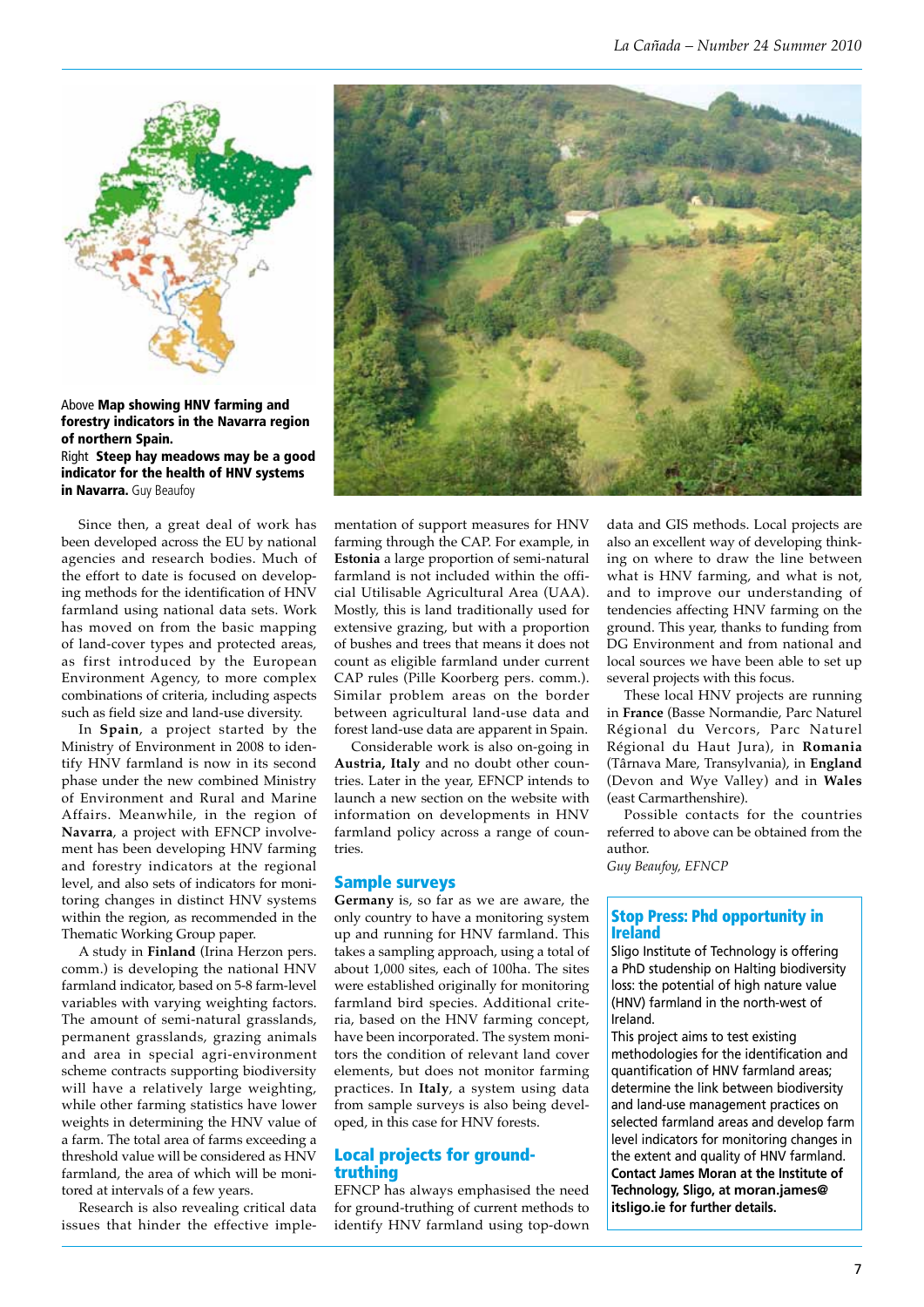Above **Map showing HNV farming and forestry indicators in the Navarra region of northern Spain.**
Right **Steep hay meadows may be a good indicator for the health of HNV systems in Navarra.** Guy Beaufoy

Since then, a great deal of work has been developed across the EU by national agencies and research bodies. Much of the effort to date is focused on developing methods for the identification of HNV farmland using national data sets. Work has moved on from the basic mapping of land-cover types and protected areas, as first introduced by the European Environment Agency, to more complex combinations of criteria, including aspects such as field size and land-use diversity.

In **Spain**, a project started by the Ministry of Environment in 2008 to identify HNV farmland is now in its second phase under the new combined Ministry of Environment and Rural and Marine Affairs. Meanwhile, in the region of **Navarra**, a project with EFNCP involvement has been developing HNV farming and forestry indicators at the regional level, and also sets of indicators for monitoring changes in distinct HNV systems within the region, as recommended in the Thematic Working Group paper.

A study in **Finland** (Irina Herzon pers. comm.) is developing the national HNV farmland indicator, based on 5-8 farm-level variables with varying weighting factors. The amount of semi-natural grasslands, permanent grasslands, grazing animals and area in special agri-environment scheme contracts supporting biodiversity will have a relatively large weighting, while other farming statistics have lower weights in determining the HNV value of a farm. The total area of farms exceeding a threshold value will be considered as HNV farmland, the area of which will be monitored at intervals of a few years.

Research is also revealing critical data issues that hinder the effective implementation of support measures for HNV farming through the CAP. For example, in **Estonia** a large proportion of semi-natural farmland is not included within the official Utilisable Agricultural Area (UAA). Mostly, this is land traditionally used for extensive grazing, but with a proportion of bushes and trees that means it does not count as eligible farmland under current CAP rules (Pille Koorberg pers. comm.). Similar problem areas on the border between agricultural land-use data and forest land-use data are apparent in Spain.

Considerable work is also on-going in **Austria, Italy** and no doubt other countries. Later in the year, EFNCP intends to launch a new section on the website with information on developments in HNV farmland policy across a range of countries.

## Sample surveys

**Germany** is, so far as we are aware, the only country to have a monitoring system up and running for HNV farmland. This takes a sampling approach, using a total of about 1,000 sites, each of 100ha. The sites were established originally for monitoring farmland bird species. Additional criteria, based on the HNV farming concept, have been incorporated. The system monitors the condition of relevant land cover elements, but does not monitor farming practices. In **Italy**, a system using data from sample surveys is also being developed, in this case for HNV forests.

## Local projects for ground-truthing

EFNCP has always emphasised the need for ground-truthing of current methods to identify HNV farmland using top-down data and GIS methods. Local projects are also an excellent way of developing thinking on where to draw the line between what is HNV farming, and what is not, and to improve our understanding of tendencies affecting HNV farming on the ground. This year, thanks to funding from DG Environment and from national and local sources we have been able to set up several projects with this focus.

These local HNV projects are running in **France** (Basse Normandie, Parc Naturel Régional du Vercors, Parc Naturel Régional du Haut Jura), in **Romania** (Târnava Mare, Transylvania), in **England** (Devon and Wye Valley) and in **Wales** (east Carmarthenshire).

Possible contacts for the countries referred to above can be obtained from the author.

*Guy Beaufoy, EFNCP*

## Stop Press: Phd opportunity in Ireland

Sligo Institute of Technology is offering a PhD studentship on Halting biodiversity loss: the potential of high nature value (HNV) farmland in the north-west of Ireland.

This project aims to test existing methodologies for the identification and quantification of HNV farmland areas; determine the link between biodiversity and land-use management practices on selected farmland areas and develop farm level indicators for monitoring changes in the extent and quality of HNV farmland.

**Contact James Moran at the Institute of Technology, Sligo, at moran.james@itsligo.ie for further details.**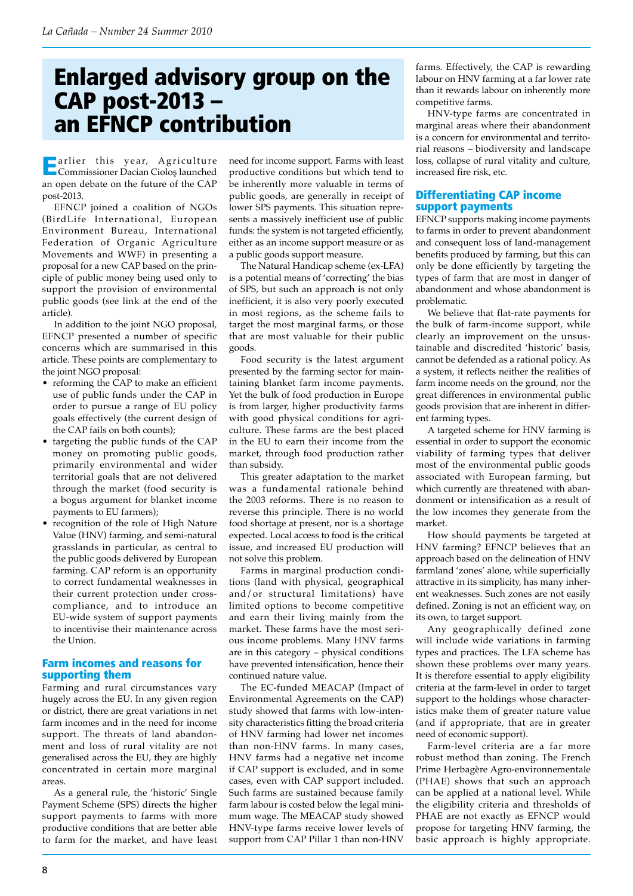# Enlarged advisory group on the CAP post-2013 – an EFNCP contribution

Earlier this year, Agriculture Commissioner Dacian Cioloş launched an open debate on the future of the CAP post-2013.

EFNCP joined a coalition of NGOs (BirdLife International, European Environment Bureau, International Federation of Organic Agriculture Movements and WWF) in presenting a proposal for a new CAP based on the principle of public money being used only to support the provision of environmental public goods (see link at the end of the article).

In addition to the joint NGO proposal, EFNCP presented a number of specific concerns which are summarised in this article. These points are complementary to the joint NGO proposal:

- reforming the CAP to make an efficient use of public funds under the CAP in order to pursue a range of EU policy goals effectively (the current design of the CAP fails on both counts);
- targeting the public funds of the CAP money on promoting public goods, primarily environmental and wider territorial goals that are not delivered through the market (food security is a bogus argument for blanket income payments to EU farmers);
- recognition of the role of High Nature Value (HNV) farming, and semi-natural grasslands in particular, as central to the public goods delivered by European farming. CAP reform is an opportunity to correct fundamental weaknesses in their current protection under cross-compliance, and to introduce an EU-wide system of support payments to incentivise their maintenance across the Union.

## Farm incomes and reasons for supporting them

Farming and rural circumstances vary hugely across the EU. In any given region or district, there are great variations in net farm incomes and in the need for income support. The threats of land abandonment and loss of rural vitality are not generalised across the EU, they are highly concentrated in certain more marginal areas.

As a general rule, the 'historic' Single Payment Scheme (SPS) directs the higher support payments to farms with more productive conditions that are better able to farm for the market, and have least need for income support. Farms with least productive conditions but which tend to be inherently more valuable in terms of public goods, are generally in receipt of lower SPS payments. This situation represents a massively inefficient use of public funds: the system is not targeted efficiently, either as an income support measure or as a public goods support measure.

The Natural Handicap scheme (ex-LFA) is a potential means of 'correcting' the bias of SPS, but such an approach is not only inefficient, it is also very poorly executed in most regions, as the scheme fails to target the most marginal farms, or those that are most valuable for their public goods.

Food security is the latest argument presented by the farming sector for maintaining blanket farm income payments. Yet the bulk of food production in Europe is from larger, higher productivity farms with good physical conditions for agriculture. These farms are the best placed in the EU to earn their income from the market, through food production rather than subsidy.

This greater adaptation to the market was a fundamental rationale behind the 2003 reforms. There is no reason to reverse this principle. There is no world food shortage at present, nor is a shortage expected. Local access to food is the critical issue, and increased EU production will not solve this problem.

Farms in marginal production conditions (land with physical, geographical and/or structural limitations) have limited options to become competitive and earn their living mainly from the market. These farms have the most serious income problems. Many HNV farms are in this category – physical conditions have prevented intensification, hence their continued nature value.

The EC-funded MEACAP (Impact of Environmental Agreements on the CAP) study showed that farms with low-intensity characteristics fitting the broad criteria of HNV farming had lower net incomes than non-HNV farms. In many cases, HNV farms had a negative net income if CAP support is excluded, and in some cases, even with CAP support included. Such farms are sustained because family farm labour is costed below the legal minimum wage. The MEACAP study showed HNV-type farms receive lower levels of support from CAP Pillar 1 than non-HNV farms. Effectively, the CAP is rewarding labour on HNV farming at a far lower rate than it rewards labour on inherently more competitive farms.

HNV-type farms are concentrated in marginal areas where their abandonment is a concern for environmental and territorial reasons – biodiversity and landscape loss, collapse of rural vitality and culture, increased fire risk, etc.

## Differentiating CAP income support payments

EFNCP supports making income payments to farms in order to prevent abandonment and consequent loss of land-management benefits produced by farming, but this can only be done efficiently by targeting the types of farm that are most in danger of abandonment and whose abandonment is problematic.

We believe that flat-rate payments for the bulk of farm-income support, while clearly an improvement on the unsustainable and discredited 'historic' basis, cannot be defended as a rational policy. As a system, it reflects neither the realities of farm income needs on the ground, nor the great differences in environmental public goods provision that are inherent in different farming types.

A targeted scheme for HNV farming is essential in order to support the economic viability of farming types that deliver most of the environmental public goods associated with European farming, but which currently are threatened with abandonment or intensification as a result of the low incomes they generate from the market.

How should payments be targeted at HNV farming? EFNCP believes that an approach based on the delineation of HNV farmland 'zones' alone, while superficially attractive in its simplicity, has many inherent weaknesses. Such zones are not easily defined. Zoning is not an efficient way, on its own, to target support.

Any geographically defined zone will include wide variations in farming types and practices. The LFA scheme has shown these problems over many years. It is therefore essential to apply eligibility criteria at the farm-level in order to target support to the holdings whose characteristics make them of greater nature value (and if appropriate, that are in greater need of economic support).

Farm-level criteria are a far more robust method than zoning. The French Prime Herbagère Agro-environnementale (PHAE) shows that such an approach can be applied at a national level. While the eligibility criteria and thresholds of PHAE are not exactly as EFNCP would propose for targeting HNV farming, the basic approach is highly appropriate.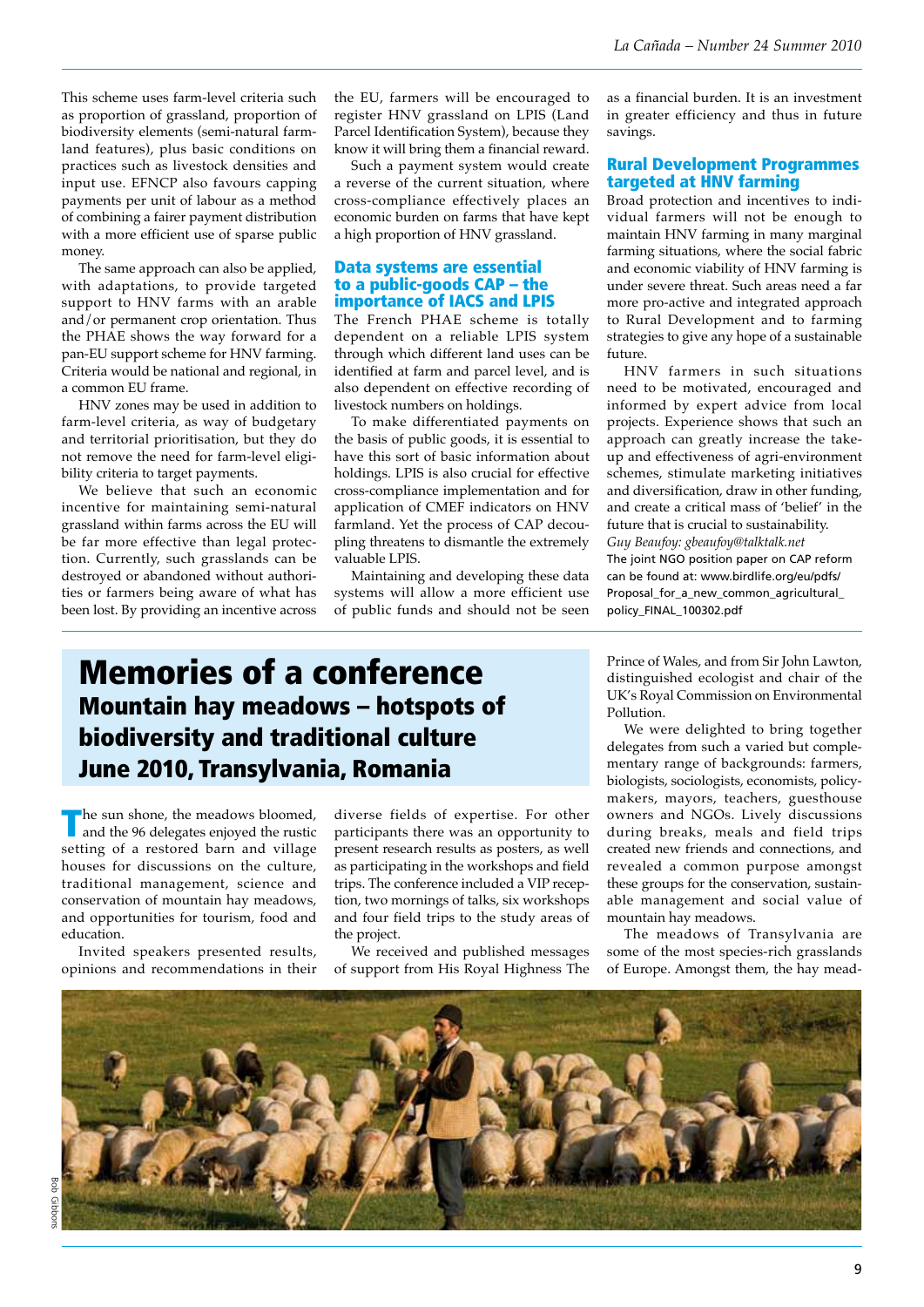This scheme uses farm-level criteria such as proportion of grassland, proportion of biodiversity elements (semi-natural farmland features), plus basic conditions on practices such as livestock densities and input use. EFNCP also favours capping payments per unit of labour as a method of combining a fairer payment distribution with a more efficient use of sparse public money.

The same approach can also be applied, with adaptations, to provide targeted support to HNV farms with an arable and/or permanent crop orientation. Thus the PHAE shows the way forward for a pan-EU support scheme for HNV farming. Criteria would be national and regional, in a common EU frame.

HNV zones may be used in addition to farm-level criteria, as way of budgetary and territorial prioritisation, but they do not remove the need for farm-level eligibility criteria to target payments.

We believe that such an economic incentive for maintaining semi-natural grassland within farms across the EU will be far more effective than legal protection. Currently, such grasslands can be destroyed or abandoned without authorities or farmers being aware of what has been lost. By providing an incentive across the EU, farmers will be encouraged to register HNV grassland on LPIS (Land Parcel Identification System), because they know it will bring them a financial reward.

Such a payment system would create a reverse of the current situation, where cross-compliance effectively places an economic burden on farms that have kept a high proportion of HNV grassland.

### Data systems are essential to a public-goods CAP – the importance of IACS and LPIS

The French PHAE scheme is totally dependent on a reliable LPIS system through which different land uses can be identified at farm and parcel level, and is also dependent on effective recording of livestock numbers on holdings.

To make differentiated payments on the basis of public goods, it is essential to have this sort of basic information about holdings. LPIS is also crucial for effective cross-compliance implementation and for application of CMEF indicators on HNV farmland. Yet the process of CAP decoupling threatens to dismantle the extremely valuable LPIS.

Maintaining and developing these data systems will allow a more efficient use of public funds and should not be seen as a financial burden. It is an investment in greater efficiency and thus in future savings.

### Rural Development Programmes targeted at HNV farming

Broad protection and incentives to individual farmers will not be enough to maintain HNV farming in many marginal farming situations, where the social fabric and economic viability of HNV farming is under severe threat. Such areas need a far more pro-active and integrated approach to Rural Development and to farming strategies to give any hope of a sustainable future.

HNV farmers in such situations need to be motivated, encouraged and informed by expert advice from local projects. Experience shows that such an approach can greatly increase the take-up and effectiveness of agri-environment schemes, stimulate marketing initiatives and diversification, draw in other funding, and create a critical mass of 'belief' in the future that is crucial to sustainability.

*Guy Beaufoy: gbeaufoy@talktalk.net*

The joint NGO position paper on CAP reform can be found at: www.birdlife.org/eu/pdfs/Proposal_for_a_new_common_agricultural_policy_FINAL_100302.pdf

# Memories of a conference

## Mountain hay meadows – hotspots of biodiversity and traditional culture

## June 2010, Transylvania, Romania

The sun shone, the meadows bloomed, and the 96 delegates enjoyed the rustic setting of a restored barn and village houses for discussions on the culture, traditional management, science and conservation of mountain hay meadows, and opportunities for tourism, food and education.

Invited speakers presented results, opinions and recommendations in their diverse fields of expertise. For other participants there was an opportunity to present research results as posters, as well as participating in the workshops and field trips. The conference included a VIP reception, two mornings of talks, six workshops and four field trips to the study areas of the project.

We received and published messages of support from His Royal Highness The Prince of Wales, and from Sir John Lawton, distinguished ecologist and chair of the UK's Royal Commission on Environmental Pollution.

We were delighted to bring together delegates from such a varied but complementary range of backgrounds: farmers, biologists, sociologists, economists, policy-makers, mayors, teachers, guesthouse owners and NGOs. Lively discussions during breaks, meals and field trips created new friends and connections, and revealed a common purpose amongst these groups for the conservation, sustainable management and social value of mountain hay meadows.

The meadows of Transylvania are some of the most species-rich grasslands of Europe. Amongst them, the hay mead-

Bob Gibbons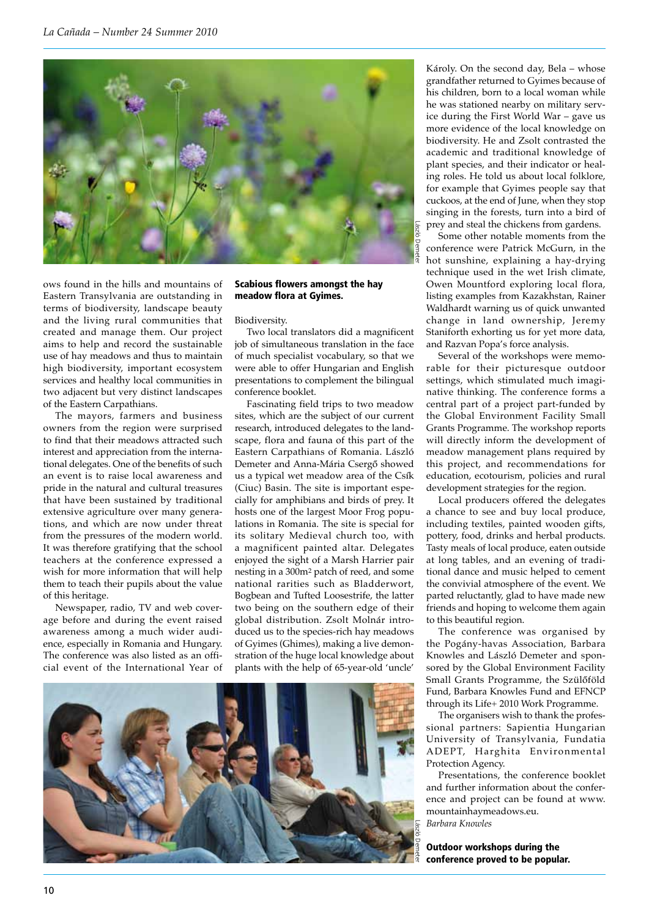ows found in the hills and mountains of Eastern Transylvania are outstanding in terms of biodiversity, landscape beauty and the living rural communities that created and manage them. Our project aims to help and record the sustainable use of hay meadows and thus to maintain high biodiversity, important ecosystem services and healthy local communities in two adjacent but very distinct landscapes of the Eastern Carpathians.

The mayors, farmers and business owners from the region were surprised to find that their meadows attracted such interest and appreciation from the international delegates. One of the benefits of such an event is to raise local awareness and pride in the natural and cultural treasures that have been sustained by traditional extensive agriculture over many generations, and which are now under threat from the pressures of the modern world. It was therefore gratifying that the school teachers at the conference expressed a wish for more information that will help them to teach their pupils about the value of this heritage.

Newspaper, radio, TV and web coverage before and during the event raised awareness among a much wider audience, especially in Romania and Hungary. The conference was also listed as an official event of the International Year of Biodiversity.

**Scabious flowers amongst the hay meadow flora at Gyimes.**

Two local translators did a magnificent job of simultaneous translation in the face of much specialist vocabulary, so that we were able to offer Hungarian and English presentations to complement the bilingual conference booklet.

Fascinating field trips to two meadow sites, which are the subject of our current research, introduced delegates to the landscape, flora and fauna of this part of the Eastern Carpathians of Romania. László Demeter and Anna-Mária Csergő showed us a typical wet meadow area of the Csík (Ciuc) Basin. The site is important especially for amphibians and birds of prey. It hosts one of the largest Moor Frog populations in Romania. The site is special for its solitary Medieval church too, with a magnificent painted altar. Delegates enjoyed the sight of a Marsh Harrier pair nesting in a 300m² patch of reed, and some national rarities such as Bladderwort, Bogbean and Tufted Loosestrife, the latter two being on the southern edge of their global distribution. Zsolt Molnár introduced us to the species-rich hay meadows of Gyimes (Ghimes), making a live demonstration of the huge local knowledge about plants with the help of 65-year-old 'uncle' Károly. On the second day, Bela – whose grandfather returned to Gyimes because of his children, born to a local woman while he was stationed nearby on military service during the First World War – gave us more evidence of the local knowledge on biodiversity. He and Zsolt contrasted the academic and traditional knowledge of plant species, and their indicator or healing roles. He told us about local folklore, for example that Gyimes people say that cuckoos, at the end of June, when they stop singing in the forests, turn into a bird of prey and steal the chickens from gardens.

Some other notable moments from the conference were Patrick McGurn, in the hot sunshine, explaining a hay-drying technique used in the wet Irish climate, Owen Mountford exploring local flora, listing examples from Kazakhstan, Rainer Waldhardt warning us of quick unwanted change in land ownership, Jeremy Staniforth exhorting us for yet more data, and Razvan Popa's force analysis.

Several of the workshops were memorable for their picturesque outdoor settings, which stimulated much imaginative thinking. The conference forms a central part of a project part-funded by the Global Environment Facility Small Grants Programme. The workshop reports will directly inform the development of meadow management plans required by this project, and recommendations for education, ecotourism, policies and rural development strategies for the region.

Local producers offered the delegates a chance to see and buy local produce, including textiles, painted wooden gifts, pottery, food, drinks and herbal products. Tasty meals of local produce, eaten outside at long tables, and an evening of traditional dance and music helped to cement the convivial atmosphere of the event. We parted reluctantly, glad to have made new friends and hoping to welcome them again to this beautiful region.

The conference was organised by the Pogány-havas Association, Barbara Knowles and László Demeter and sponsored by the Global Environment Facility Small Grants Programme, the Szülőföld Fund, Barbara Knowles Fund and EFNCP through its Life+ 2010 Work Programme.

The organisers wish to thank the professional partners: Sapientia Hungarian University of Transylvania, Fundatia ADEPT, Harghita Environmental Protection Agency.

Presentations, the conference booklet and further information about the conference and project can be found at www.mountainhaymeadows.eu.

*Barbara Knowles*

**Outdoor workshops during the conference proved to be popular.**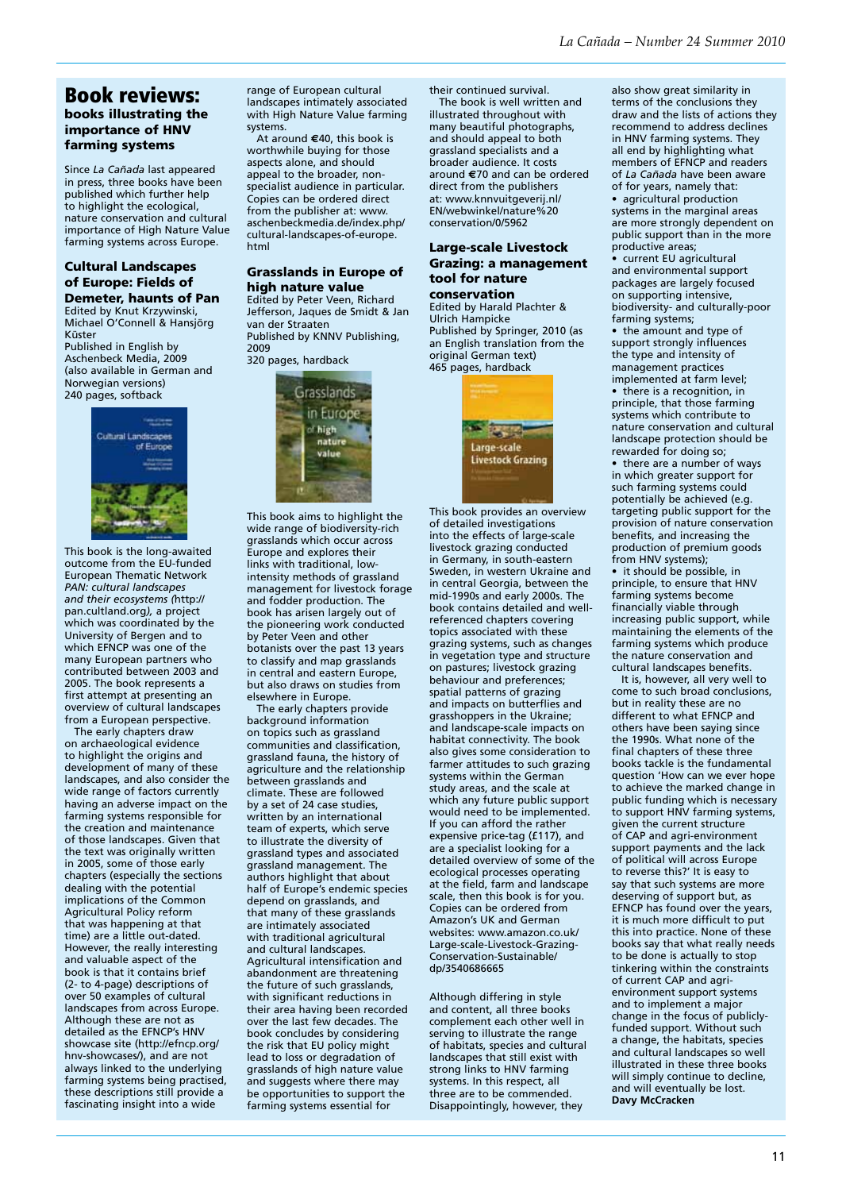# Book reviews: books illustrating the importance of HNV farming systems

Since *La Cañada* last appeared in press, three books have been published which further help to highlight the ecological, nature conservation and cultural importance of High Nature Value farming systems across Europe.

## Cultural Landscapes of Europe: Fields of Demeter, haunts of Pan

Edited by Knut Krzywinski, Michael O'Connell & Hansjörg Küster
Published in English by Aschenbeck Media, 2009 (also available in German and Norwegian versions)
240 pages, softback

This book is the long-awaited outcome from the EU-funded European Thematic Network *PAN: cultural landscapes and their ecosystems (*http://pan.cultland.org*),* a project which was coordinated by the University of Bergen and to which EFNCP was one of the many European partners who contributed between 2003 and 2005. The book represents a first attempt at presenting an overview of cultural landscapes from a European perspective.

The early chapters draw on archaeological evidence to highlight the origins and development of many of these landscapes, and also consider the wide range of factors currently having an adverse impact on the farming systems responsible for the creation and maintenance of those landscapes. Given that the text was originally written in 2005, some of those early chapters (especially the sections dealing with the potential implications of the Common Agricultural Policy reform that was happening at that time) are a little out-dated. However, the really interesting and valuable aspect of the book is that it contains brief (2- to 4-page) descriptions of over 50 examples of cultural landscapes from across Europe. Although these are not as detailed as the EFNCP's HNV showcase site (http://efncp.org/hnv-showcases/), and are not always linked to the underlying farming systems being practised, these descriptions still provide a fascinating insight into a wide range of European cultural landscapes intimately associated with High Nature Value farming systems.

At around €40, this book is worthwhile buying for those aspects alone, and should appeal to the broader, non-specialist audience in particular. Copies can be ordered direct from the publisher at: www.aschenbeckmedia.de/index.php/cultural-landscapes-of-europe.html

## Grasslands in Europe of high nature value

Edited by Peter Veen, Richard Jefferson, Jaques de Smidt & Jan van der Straaten
Published by KNNV Publishing, 2009
320 pages, hardback

This book aims to highlight the wide range of biodiversity-rich grasslands which occur across Europe and explores their links with traditional, low-intensity methods of grassland management for livestock forage and fodder production. The book has arisen largely out of the pioneering work conducted by Peter Veen and other botanists over the past 13 years to classify and map grasslands in central and eastern Europe, but also draws on studies from elsewhere in Europe.

The early chapters provide background information on topics such as grassland communities and classification, grassland fauna, the history of agriculture and the relationship between grasslands and climate. These are followed by a set of 24 case studies, written by an international team of experts, which serve to illustrate the diversity of grassland types and associated grassland management. The authors highlight that about half of Europe's endemic species depend on grasslands, and that many of these grasslands are intimately associated with traditional agricultural and cultural landscapes. Agricultural intensification and abandonment are threatening the future of such grasslands, with significant reductions in their area having been recorded over the last few decades. The book concludes by considering the risk that EU policy might lead to loss or degradation of grasslands of high nature value and suggests where there may be opportunities to support the farming systems essential for their continued survival.

The book is well written and illustrated throughout with many beautiful photographs, and should appeal to both grassland specialists and a broader audience. It costs around €70 and can be ordered direct from the publishers at: www.knnvuitgeverij.nl/EN/webwinkel/nature%20conservation/0/5962

## Large-scale Livestock Grazing: a management tool for nature conservation

Edited by Harald Plachter & Ulrich Hampicke
Published by Springer, 2010 (as an English translation from the original German text)
465 pages, hardback

This book provides an overview of detailed investigations into the effects of large-scale livestock grazing conducted in Germany, in south-eastern Sweden, in western Ukraine and in central Georgia, between the mid-1990s and early 2000s. The book contains detailed and well-referenced chapters covering topics associated with these grazing systems, such as changes in vegetation type and structure on pastures; livestock grazing behaviour and preferences; spatial patterns of grazing and impacts on butterflies and grasshoppers in the Ukraine; and landscape-scale impacts on habitat connectivity. The book also gives some consideration to farmer attitudes to such grazing systems within the German study areas, and the scale at which any future public support would need to be implemented. If you can afford the rather expensive price-tag (£117), and are a specialist looking for a detailed overview of some of the ecological processes operating at the field, farm and landscape scale, then this book is for you. Copies can be ordered from Amazon's UK and German websites: www.amazon.co.uk/Large-scale-Livestock-Grazing-Conservation-Sustainable/dp/3540686665

Although differing in style and content, all three books complement each other well in serving to illustrate the range of habitats, species and cultural landscapes that still exist with strong links to HNV farming systems. In this respect, all three are to be commended. Disappointingly, however, they also show great similarity in terms of the conclusions they draw and the lists of actions they recommend to address declines in HNV farming systems. They all end by highlighting what members of EFNCP and readers of *La Cañada* have been aware of for years, namely that:

- agricultural production systems in the marginal areas are more strongly dependent on public support than in the more productive areas;
- current EU agricultural and environmental support packages are largely focused on supporting intensive, biodiversity- and culturally-poor farming systems;
- the amount and type of support strongly influences the type and intensity of management practices implemented at farm level;
- there is a recognition, in principle, that those farming systems which contribute to nature conservation and cultural landscape protection should be rewarded for doing so;
- there are a number of ways in which greater support for such farming systems could potentially be achieved (e.g. targeting public support for the provision of nature conservation benefits, and increasing the production of premium goods from HNV systems);
- it should be possible, in principle, to ensure that HNV farming systems become financially viable through increasing public support, while maintaining the elements of the farming systems which produce the nature conservation and cultural landscapes benefits.

It is, however, all very well to come to such broad conclusions, but in reality these are no different to what EFNCP and others have been saying since the 1990s. What none of the final chapters of these three books tackle is the fundamental question 'How can we ever hope to achieve the marked change in public funding which is necessary to support HNV farming systems, given the current structure of CAP and agri-environment support payments and the lack of political will across Europe to reverse this?' It is easy to say that such systems are more deserving of support but, as EFNCP has found over the years, it is much more difficult to put this into practice. None of these books say that what really needs to be done is actually to stop tinkering within the constraints of current CAP and agri-environment support systems and to implement a major change in the focus of publicly-funded support. Without such a change, the habitats, species and cultural landscapes so well illustrated in these three books will simply continue to decline, and will eventually be lost.

**Davy McCracken**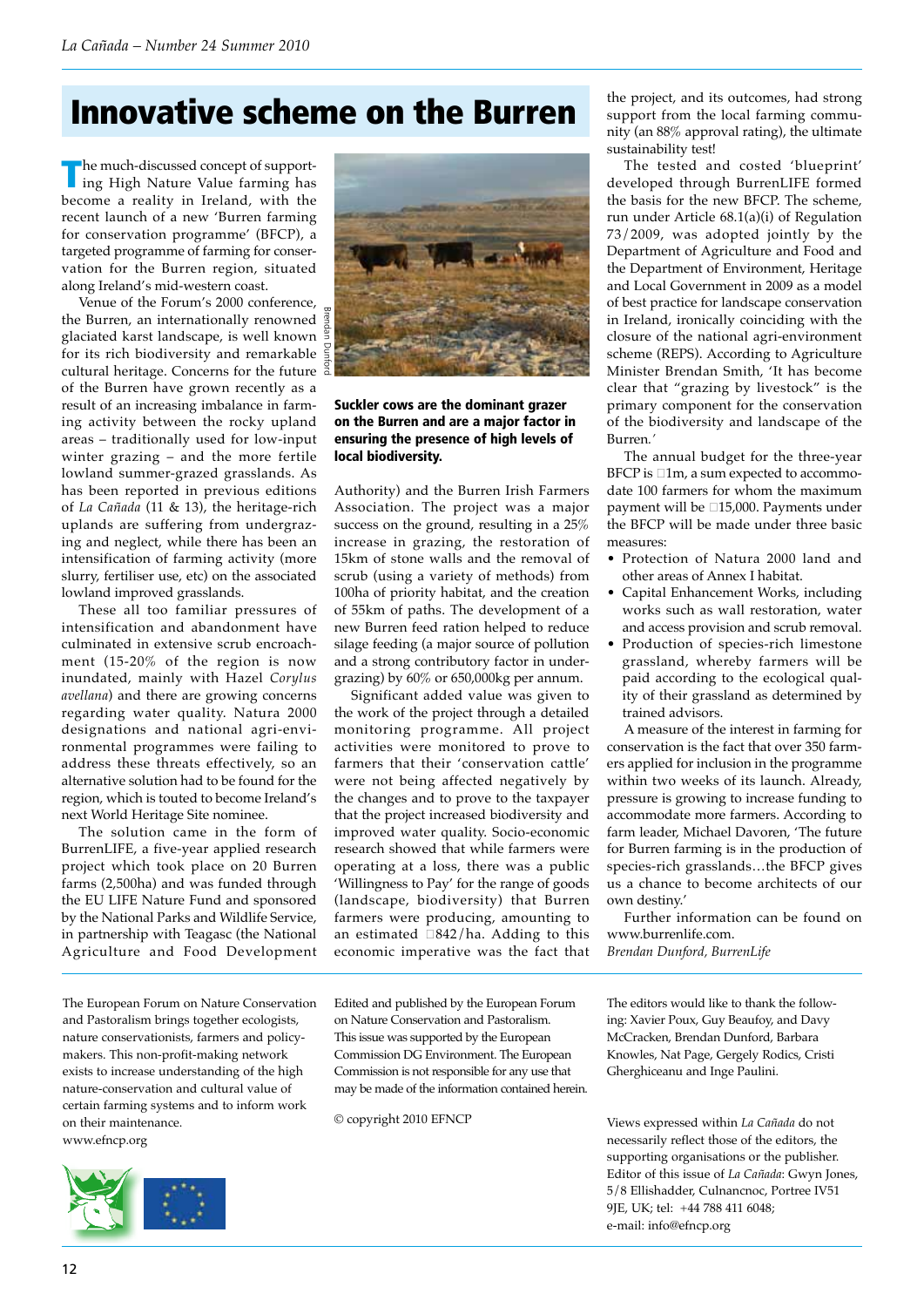# Innovative scheme on the Burren

The much-discussed concept of supporting High Nature Value farming has become a reality in Ireland, with the recent launch of a new 'Burren farming for conservation programme' (BFCP), a targeted programme of farming for conservation for the Burren region, situated along Ireland's mid-western coast.

Venue of the Forum's 2000 conference, the Burren, an internationally renowned glaciated karst landscape, is well known for its rich biodiversity and remarkable cultural heritage. Concerns for the future of the Burren have grown recently as a result of an increasing imbalance in farming activity between the rocky upland areas – traditionally used for low-input winter grazing – and the more fertile lowland summer-grazed grasslands. As has been reported in previous editions of *La Cañada* (11 & 13), the heritage-rich uplands are suffering from undergrazing and neglect, while there has been an intensification of farming activity (more slurry, fertiliser use, etc) on the associated lowland improved grasslands.

These all too familiar pressures of intensification and abandonment have culminated in extensive scrub encroachment (15-20% of the region is now inundated, mainly with Hazel *Corylus avellana*) and there are growing concerns regarding water quality. Natura 2000 designations and national agri-environmental programmes were failing to address these threats effectively, so an alternative solution had to be found for the region, which is touted to become Ireland's next World Heritage Site nominee.

The solution came in the form of BurrenLIFE, a five-year applied research project which took place on 20 Burren farms (2,500ha) and was funded through the EU LIFE Nature Fund and sponsored by the National Parks and Wildlife Service, in partnership with Teagasc (the National Agriculture and Food Development Authority) and the Burren Irish Farmers Association. The project was a major success on the ground, resulting in a 25% increase in grazing, the restoration of 15km of stone walls and the removal of scrub (using a variety of methods) from 100ha of priority habitat, and the creation of 55km of paths. The development of a new Burren feed ration helped to reduce silage feeding (a major source of pollution and a strong contributory factor in undergrazing) by 60% or 650,000kg per annum.

Brendan Dunford

**Suckler cows are the dominant grazer on the Burren and are a major factor in ensuring the presence of high levels of local biodiversity.**

Significant added value was given to the work of the project through a detailed monitoring programme. All project activities were monitored to prove to farmers that their 'conservation cattle' were not being affected negatively by the changes and to prove to the taxpayer that the project increased biodiversity and improved water quality. Socio-economic research showed that while farmers were operating at a loss, there was a public 'Willingness to Pay' for the range of goods (landscape, biodiversity) that Burren farmers were producing, amounting to an estimated €842/ha. Adding to this economic imperative was the fact that the project, and its outcomes, had strong support from the local farming community (an 88% approval rating), the ultimate sustainability test!

The tested and costed 'blueprint' developed through BurrenLIFE formed the basis for the new BFCP. The scheme, run under Article 68.1(a)(i) of Regulation 73/2009, was adopted jointly by the Department of Agriculture and Food and the Department of Environment, Heritage and Local Government in 2009 as a model of best practice for landscape conservation in Ireland, ironically coinciding with the closure of the national agri-environment scheme (REPS). According to Agriculture Minister Brendan Smith, 'It has become clear that "grazing by livestock" is the primary component for the conservation of the biodiversity and landscape of the Burren.'

The annual budget for the three-year BFCP is €1m, a sum expected to accommodate 100 farmers for whom the maximum payment will be €15,000. Payments under the BFCP will be made under three basic measures:

- Protection of Natura 2000 land and other areas of Annex I habitat.
- Capital Enhancement Works, including works such as wall restoration, water and access provision and scrub removal.
- Production of species-rich limestone grassland, whereby farmers will be paid according to the ecological quality of their grassland as determined by trained advisors.

A measure of the interest in farming for conservation is the fact that over 350 farmers applied for inclusion in the programme within two weeks of its launch. Already, pressure is growing to increase funding to accommodate more farmers. According to farm leader, Michael Davoren, 'The future for Burren farming is in the production of species-rich grasslands…the BFCP gives us a chance to become architects of our own destiny.'

Further information can be found on www.burrenlife.com.

*Brendan Dunford, BurrenLife*

---

The European Forum on Nature Conservation and Pastoralism brings together ecologists, nature conservationists, farmers and policy-makers. This non-profit-making network exists to increase understanding of the high nature-conservation and cultural value of certain farming systems and to inform work on their maintenance.
www.efncp.org

Edited and published by the European Forum on Nature Conservation and Pastoralism. This issue was supported by the European Commission DG Environment. The European Commission is not responsible for any use that may be made of the information contained herein.

© copyright 2010 EFNCP

The editors would like to thank the following: Xavier Poux, Guy Beaufoy, and Davy McCracken, Brendan Dunford, Barbara Knowles, Nat Page, Gergely Rodics, Cristi Gherghiceanu and Inge Paulini.

Views expressed within *La Cañada* do not necessarily reflect those of the editors, the supporting organisations or the publisher. Editor of this issue of *La Cañada*: Gwyn Jones, 5/8 Ellishadder, Culnancnoc, Portree IV51 9JE, UK; tel: +44 788 411 6048; e-mail: info@efncp.org